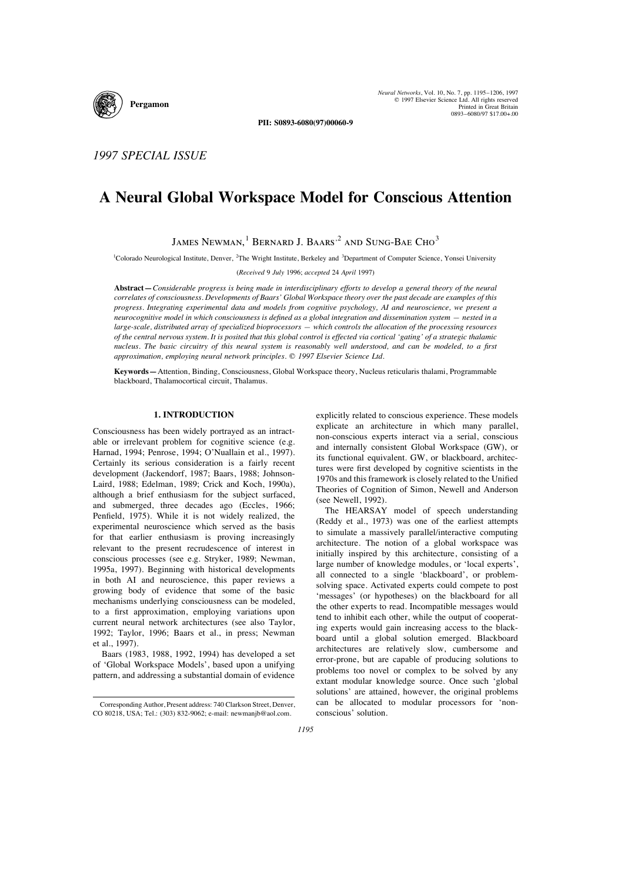*1997 SPECIAL ISSUE*

# A Neural Global Workspace Model for Conscious Attention

James Newman,[1] Bernard J. Baars,[2] and Sung-Bae Cho[3]

[1]Colorado Neurological Institute, Denver, [2]The Wright Institute, Berkeley and [3]Department of Computer Science, Yonsei University

(*Received* 9 *July* 1996; *accepted* 24 *April* 1997)

**Abstract** — *Considerable progress is being made in interdisciplinary efforts to develop a general theory of the neural correlates of consciousness. Developments of Baars' Global Workspace theory over the past decade are examples of this progress. Integrating experimental data and models from cognitive psychology, AI and neuroscience, we present a neurocognitive model in which consciousness is defined as a global integration and dissemination system — nested in a large-scale, distributed array of specialized bioprocessors — which controls the allocation of the processing resources of the central nervous system. It is posited that this global control is effected via cortical 'gating' of a strategic thalamic nucleus. The basic circuitry of this neural system is reasonably well understood, and can be modeled, to a first approximation, employing neural network principles.* © 1997 Elsevier Science Ltd.

**Keywords** — Attention, Binding, Consciousness, Global Workspace theory, Nucleus reticularis thalami, Programmable blackboard, Thalamocortical circuit, Thalamus.

## 1. INTRODUCTION

Consciousness has been widely portrayed as an intractable or irrelevant problem for cognitive science (e.g. Harnad, 1994; Penrose, 1994; O'Nuallain et al., 1997). Certainly its serious consideration is a fairly recent development (Jackendorf, 1987; Baars, 1988; Johnson-Laird, 1988; Edelman, 1989; Crick and Koch, 1990a), although a brief enthusiasm for the subject surfaced, and submerged, three decades ago (Eccles, 1966; Penfield, 1975). While it is not widely realized, the experimental neuroscience which served as the basis for that earlier enthusiasm is proving increasingly relevant to the present recrudescence of interest in conscious processes (see e.g. Stryker, 1989; Newman, 1995a, 1997). Beginning with historical developments in both AI and neuroscience, this paper reviews a growing body of evidence that some of the basic mechanisms underlying consciousness can be modeled, to a first approximation, employing variations upon current neural network architectures (see also Taylor, 1992; Taylor, 1996; Baars et al., in press; Newman et al., 1997).

Baars (1983, 1988, 1992, 1994) has developed a set of 'Global Workspace Models', based upon a unifying pattern, and addressing a substantial domain of evidence explicitly related to conscious experience. These models explicate an architecture in which many parallel, non-conscious experts interact via a serial, conscious and internally consistent Global Workspace (GW), or its functional equivalent. GW, or blackboard, architectures were first developed by cognitive scientists in the 1970s and this framework is closely related to the Unified Theories of Cognition of Simon, Newell and Anderson (see Newell, 1992).

The HEARSAY model of speech understanding (Reddy et al., 1973) was one of the earliest attempts to simulate a massively parallel/interactive computing architecture. The notion of a global workspace was initially inspired by this architecture, consisting of a large number of knowledge modules, or 'local experts', all connected to a single 'blackboard', or problem-solving space. Activated experts could compete to post 'messages' (or hypotheses) on the blackboard for all the other experts to read. Incompatible messages would tend to inhibit each other, while the output of cooperating experts would gain increasing access to the blackboard until a global solution emerged. Blackboard architectures are relatively slow, cumbersome and error-prone, but are capable of producing solutions to problems too novel or complex to be solved by any extant modular knowledge source. Once such 'global solutions' are attained, however, the original problems can be allocated to modular processors for 'non-conscious' solution.

Corresponding Author, Present address: 740 Clarkson Street, Denver, CO 80218, USA; Tel.: (303) 832-9062; e-mail: newmanjb@aol.com.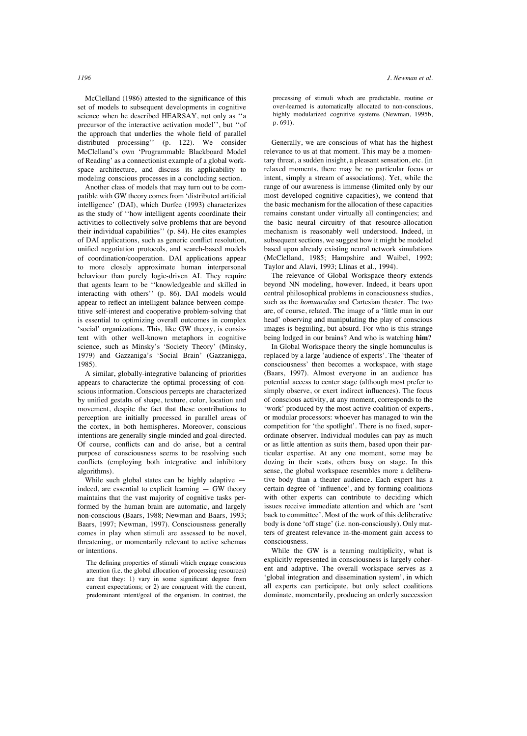McClelland (1986) attested to the significance of this set of models to subsequent developments in cognitive science when he described HEARSAY, not only as ''a precursor of the interactive activation model'', but ''of the approach that underlies the whole field of parallel distributed processing'' (p. 122). We consider McClelland's own 'Programmable Blackboard Model of Reading' as a connectionist example of a global workspace architecture, and discuss its applicability to modeling conscious processes in a concluding section.

Another class of models that may turn out to be compatible with GW theory comes from 'distributed artificial intelligence' (DAI), which Durfee (1993) characterizes as the study of ''how intelligent agents coordinate their activities to collectively solve problems that are beyond their individual capabilities'' (p. 84). He cites examples of DAI applications, such as generic conflict resolution, unified negotiation protocols, and search-based models of coordination/cooperation. DAI applications appear to more closely approximate human interpersonal behaviour than purely logic-driven AI. They require that agents learn to be ''knowledgeable and skilled in interacting with others'' (p. 86). DAI models would appear to reflect an intelligent balance between competitive self-interest and cooperative problem-solving that is essential to optimizing overall outcomes in complex 'social' organizations. This, like GW theory, is consistent with other well-known metaphors in cognitive science, such as Minsky's 'Society Theory' (Minsky, 1979) and Gazzaniga's 'Social Brain' (Gazzanigga, 1985).

A similar, globally-integrative balancing of priorities appears to characterize the optimal processing of conscious information. Conscious percepts are characterized by unified gestalts of shape, texture, color, location and movement, despite the fact that these contributions to perception are initially processed in parallel areas of the cortex, in both hemispheres. Moreover, conscious intentions are generally single-minded and goal-directed. Of course, conflicts can and do arise, but a central purpose of consciousness seems to be resolving such conflicts (employing both integrative and inhibitory algorithms).

While such global states can be highly adaptive — indeed, are essential to explicit learning — GW theory maintains that the vast majority of cognitive tasks performed by the human brain are automatic, and largely non-conscious (Baars, 1988; Newman and Baars, 1993; Baars, 1997; Newman, 1997). Consciousness generally comes in play when stimuli are assessed to be novel, threatening, or momentarily relevant to active schemas or intentions.

> The defining properties of stimuli which engage conscious attention (i.e. the global allocation of processing resources) are that they: 1) vary in some significant degree from current expectations; or 2) are congruent with the current, predominant intent/goal of the organism. In contrast, the processing of stimuli which are predictable, routine or over-learned is automatically allocated to non-conscious, highly modularized cognitive systems (Newman, 1995b, p. 691).

Generally, we are conscious of what has the highest relevance to us at that moment. This may be a momentary threat, a sudden insight, a pleasant sensation, etc. (in relaxed moments, there may be no particular focus or intent, simply a stream of associations). Yet, while the range of our awareness is immense (limited only by our most developed cognitive capacities), we contend that the basic mechanism for the allocation of these capacities remains constant under virtually all contingencies; and the basic neural circuitry of that resource-allocation mechanism is reasonably well understood. Indeed, in subsequent sections, we suggest how it might be modeled based upon already existing neural network simulations (McClelland, 1985; Hampshire and Waibel, 1992; Taylor and Alavi, 1993; Llinas et al., 1994).

The relevance of Global Workspace theory extends beyond NN modeling, however. Indeed, it bears upon central philosophical problems in consciousness studies, such as the *homunculus* and Cartesian theater. The two are, of course, related. The image of a 'little man in our head' observing and manipulating the play of conscious images is beguiling, but absurd. For who is this strange being lodged in our brains? And who is watching **him**?

In Global Workspace theory the single homunculus is replaced by a large 'audience of experts'. The 'theater of consciousness' then becomes a workspace, with stage (Baars, 1997). Almost everyone in an audience has potential access to center stage (although most prefer to simply observe, or exert indirect influences). The focus of conscious activity, at any moment, corresponds to the 'work' produced by the most active coalition of experts, or modular processors: whoever has managed to win the competition for 'the spotlight'. There is no fixed, superordinate observer. Individual modules can pay as much or as little attention as suits them, based upon their particular expertise. At any one moment, some may be dozing in their seats, others busy on stage. In this sense, the global workspace resembles more a deliberative body than a theater audience. Each expert has a certain degree of 'influence', and by forming coalitions with other experts can contribute to deciding which issues receive immediate attention and which are 'sent back to committee'. Most of the work of this deliberative body is done 'off stage' (i.e. non-consciously). Only matters of greatest relevance in-the-moment gain access to consciousness.

While the GW is a teaming multiplicity, what is explicitly represented in consciousness is largely coherent and adaptive. The overall workspace serves as a 'global integration and dissemination system', in which all experts can participate, but only select coalitions dominate, momentarily, producing an orderly succession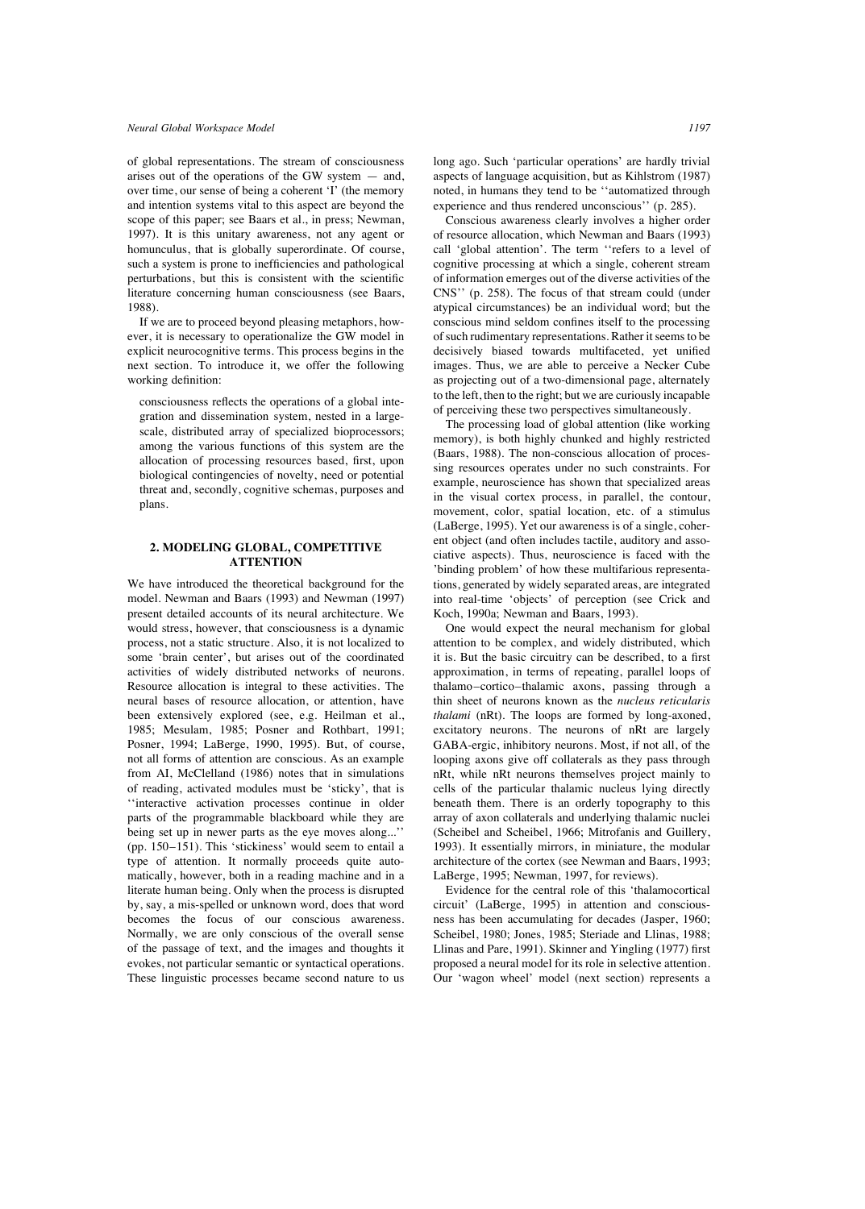of global representations. The stream of consciousness arises out of the operations of the GW system — and, over time, our sense of being a coherent 'I' (the memory and intention systems vital to this aspect are beyond the scope of this paper; see Baars et al., in press; Newman, 1997). It is this unitary awareness, not any agent or homunculus, that is globally superordinate. Of course, such a system is prone to inefficiencies and pathological perturbations, but this is consistent with the scientific literature concerning human consciousness (see Baars, 1988).

If we are to proceed beyond pleasing metaphors, however, it is necessary to operationalize the GW model in explicit neurocognitive terms. This process begins in the next section. To introduce it, we offer the following working definition:

> consciousness reflects the operations of a global integration and dissemination system, nested in a large-scale, distributed array of specialized bioprocessors; among the various functions of this system are the allocation of processing resources based, first, upon biological contingencies of novelty, need or potential threat and, secondly, cognitive schemas, purposes and plans.

## 2. MODELING GLOBAL, COMPETITIVE ATTENTION

We have introduced the theoretical background for the model. Newman and Baars (1993) and Newman (1997) present detailed accounts of its neural architecture. We would stress, however, that consciousness is a dynamic process, not a static structure. Also, it is not localized to some 'brain center', but arises out of the coordinated activities of widely distributed networks of neurons. Resource allocation is integral to these activities. The neural bases of resource allocation, or attention, have been extensively explored (see, e.g. Heilman et al., 1985; Mesulam, 1985; Posner and Rothbart, 1991; Posner, 1994; LaBerge, 1990, 1995). But, of course, not all forms of attention are conscious. As an example from AI, McClelland (1986) notes that in simulations of reading, activated modules must be 'sticky', that is ''interactive activation processes continue in older parts of the programmable blackboard while they are being set up in newer parts as the eye moves along...'' (pp. 150–151). This 'stickiness' would seem to entail a type of attention. It normally proceeds quite automatically, however, both in a reading machine and in a literate human being. Only when the process is disrupted by, say, a mis-spelled or unknown word, does that word becomes the focus of our conscious awareness. Normally, we are only conscious of the overall sense of the passage of text, and the images and thoughts it evokes, not particular semantic or syntactical operations. These linguistic processes became second nature to us long ago. Such 'particular operations' are hardly trivial aspects of language acquisition, but as Kihlstrom (1987) noted, in humans they tend to be ''automatized through experience and thus rendered unconscious'' (p. 285).

Conscious awareness clearly involves a higher order of resource allocation, which Newman and Baars (1993) call 'global attention'. The term ''refers to a level of cognitive processing at which a single, coherent stream of information emerges out of the diverse activities of the CNS'' (p. 258). The focus of that stream could (under atypical circumstances) be an individual word; but the conscious mind seldom confines itself to the processing of such rudimentary representations. Rather it seems to be decisively biased towards multifaceted, yet unified images. Thus, we are able to perceive a Necker Cube as projecting out of a two-dimensional page, alternately to the left, then to the right; but we are curiously incapable of perceiving these two perspectives simultaneously.

The processing load of global attention (like working memory), is both highly chunked and highly restricted (Baars, 1988). The non-conscious allocation of processing resources operates under no such constraints. For example, neuroscience has shown that specialized areas in the visual cortex process, in parallel, the contour, movement, color, spatial location, etc. of a stimulus (LaBerge, 1995). Yet our awareness is of a single, coherent object (and often includes tactile, auditory and associative aspects). Thus, neuroscience is faced with the 'binding problem' of how these multifarious representations, generated by widely separated areas, are integrated into real-time 'objects' of perception (see Crick and Koch, 1990a; Newman and Baars, 1993).

One would expect the neural mechanism for global attention to be complex, and widely distributed, which it is. But the basic circuitry can be described, to a first approximation, in terms of repeating, parallel loops of thalamo–cortico–thalamic axons, passing through a thin sheet of neurons known as the *nucleus reticularis thalami* (nRt). The loops are formed by long-axoned, excitatory neurons. The neurons of nRt are largely GABA-ergic, inhibitory neurons. Most, if not all, of the looping axons give off collaterals as they pass through nRt, while nRt neurons themselves project mainly to cells of the particular thalamic nucleus lying directly beneath them. There is an orderly topography to this array of axon collaterals and underlying thalamic nuclei (Scheibel and Scheibel, 1966; Mitrofanis and Guillery, 1993). It essentially mirrors, in miniature, the modular architecture of the cortex (see Newman and Baars, 1993; LaBerge, 1995; Newman, 1997, for reviews).

Evidence for the central role of this 'thalamocortical circuit' (LaBerge, 1995) in attention and consciousness has been accumulating for decades (Jasper, 1960; Scheibel, 1980; Jones, 1985; Steriade and Llinas, 1988; Llinas and Pare, 1991). Skinner and Yingling (1977) first proposed a neural model for its role in selective attention. Our 'wagon wheel' model (next section) represents a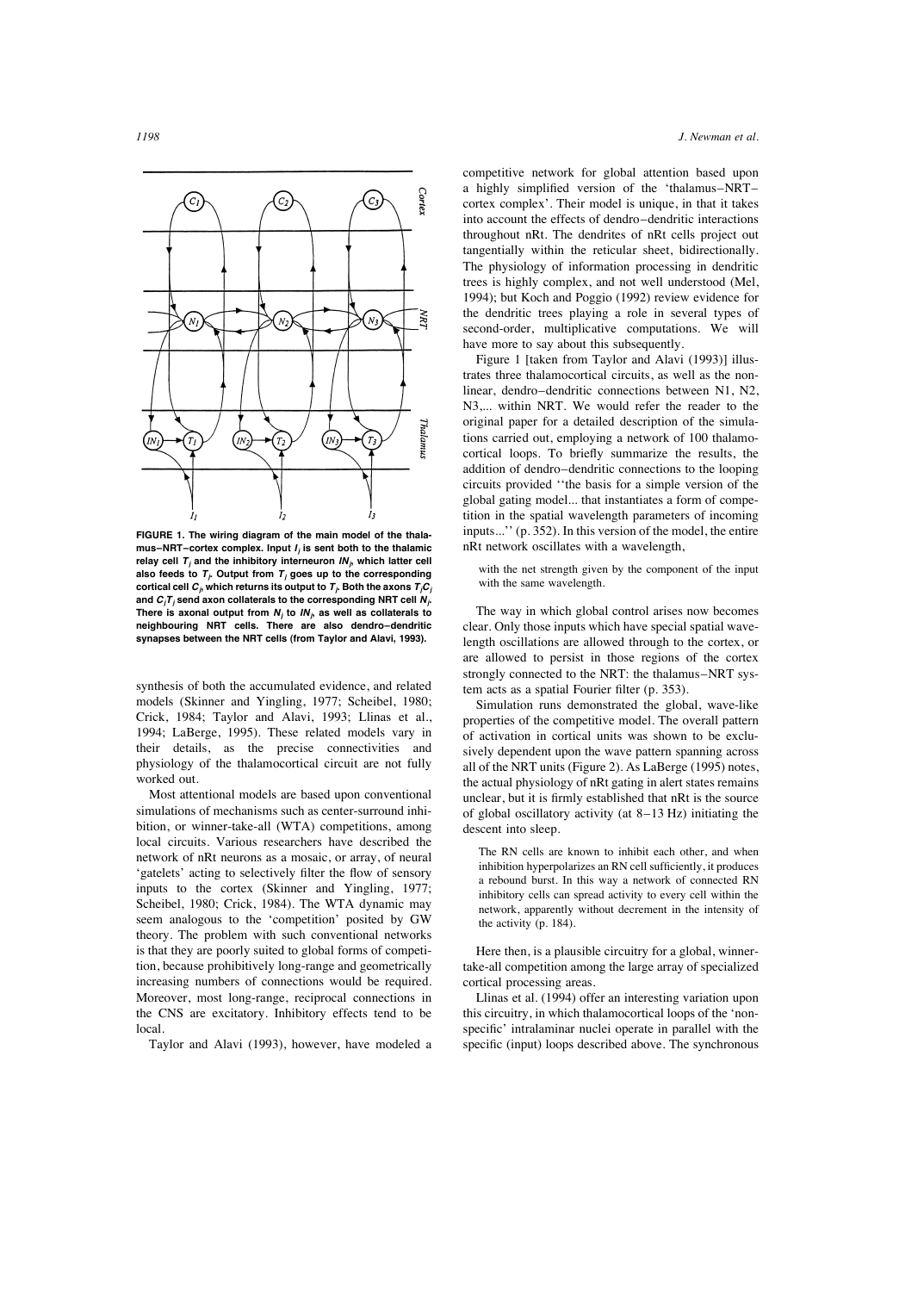FIGURE 1. The wiring diagram of the main model of the thalamus–NRT–cortex complex. Input $I_j$ is sent both to the thalamic relay cell $T_j$ and the inhibitory interneuron $IN_j$, which latter cell also feeds to $T_j$. Output from $T_j$ goes up to the corresponding cortical cell $C_j$, which returns its output to $T_j$. Both the axons $T_jC_j$ and $C_jT_j$ send axon collaterals to the corresponding NRT cell $N_j$. There is axonal output from $N_j$ to $IN_j$, as well as collaterals to neighbouring NRT cells. There are also dendro–dendritic synapses between the NRT cells (from Taylor and Alavi, 1993).

synthesis of both the accumulated evidence, and related models (Skinner and Yingling, 1977; Scheibel, 1980; Crick, 1984; Taylor and Alavi, 1993; Llinas et al., 1994; LaBerge, 1995). These related models vary in their details, as the precise connectivities and physiology of the thalamocortical circuit are not fully worked out.

Most attentional models are based upon conventional simulations of mechanisms such as center-surround inhibition, or winner-take-all (WTA) competitions, among local circuits. Various researchers have described the network of nRt neurons as a mosaic, or array, of neural 'gatelets' acting to selectively filter the flow of sensory inputs to the cortex (Skinner and Yingling, 1977; Scheibel, 1980; Crick, 1984). The WTA dynamic may seem analogous to the 'competition' posited by GW theory. The problem with such conventional networks is that they are poorly suited to global forms of competition, because prohibitively long-range and geometrically increasing numbers of connections would be required. Moreover, most long-range, reciprocal connections in the CNS are excitatory. Inhibitory effects tend to be local.

Taylor and Alavi (1993), however, have modeled a competitive network for global attention based upon a highly simplified version of the 'thalamus–NRT–cortex complex'. Their model is unique, in that it takes into account the effects of dendro–dendritic interactions throughout nRt. The dendrites of nRt cells project out tangentially within the reticular sheet, bidirectionally. The physiology of information processing in dendritic trees is highly complex, and not well understood (Mel, 1994); but Koch and Poggio (1992) review evidence for the dendritic trees playing a role in several types of second-order, multiplicative computations. We will have more to say about this subsequently.

Figure 1 [taken from Taylor and Alavi (1993)] illustrates three thalamocortical circuits, as well as the non-linear, dendro–dendritic connections between N1, N2, N3,... within NRT. We would refer the reader to the original paper for a detailed description of the simulations carried out, employing a network of 100 thalamocortical loops. To briefly summarize the results, the addition of dendro–dendritic connections to the looping circuits provided "the basis for a simple version of the global gating model... that instantiates a form of competition in the spatial wavelength parameters of incoming inputs..." (p. 352). In this version of the model, the entire nRt network oscillates with a wavelength,

> with the net strength given by the component of the input with the same wavelength.
>
> The way in which global control arises now becomes clear. Only those inputs which have special spatial wavelength oscillations are allowed through to the cortex, or are allowed to persist in those regions of the cortex strongly connected to the NRT: the thalamus–NRT system acts as a spatial Fourier filter (p. 353).

Simulation runs demonstrated the global, wave-like properties of the competitive model. The overall pattern of activation in cortical units was shown to be exclusively dependent upon the wave pattern spanning across all of the NRT units (Figure 2). As LaBerge (1995) notes, the actual physiology of nRt gating in alert states remains unclear, but it is firmly established that nRt is the source of global oscillatory activity (at 8–13 Hz) initiating the descent into sleep.

> The RN cells are known to inhibit each other, and when inhibition hyperpolarizes an RN cell sufficiently, it produces a rebound burst. In this way a network of connected RN inhibitory cells can spread activity to every cell within the network, apparently without decrement in the intensity of the activity (p. 184).

Here then, is a plausible circuitry for a global, winner-take-all competition among the large array of specialized cortical processing areas.

Llinas et al. (1994) offer an interesting variation upon this circuitry, in which thalamocortical loops of the 'non-specific' intralaminar nuclei operate in parallel with the specific (input) loops described above. The synchronous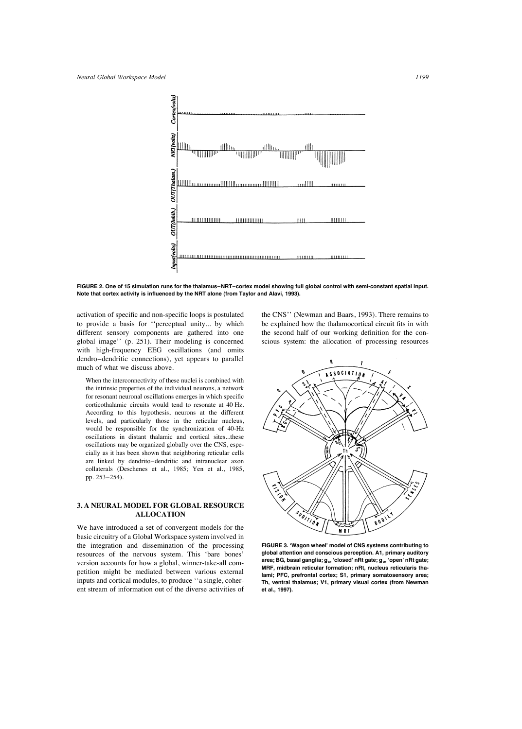FIGURE 2. One of 15 simulation runs for the thalamus–NRT–cortex model showing full global control with semi-constant spatial input. Note that cortex activity is influenced by the NRT alone (from Taylor and Alavi, 1993).

activation of specific and non-specific loops is postulated to provide a basis for ''perceptual unity... by which different sensory components are gathered into one global image'' (p. 251). Their modeling is concerned with high-frequency EEG oscillations (and omits dendro–dendritic connections), yet appears to parallel much of what we discuss above.

> When the interconnectivity of these nuclei is combined with the intrinsic properties of the individual neurons, a network for resonant neuronal oscillations emerges in which specific corticothalamic circuits would tend to resonate at 40 Hz. According to this hypothesis, neurons at the different levels, and particularly those in the reticular nucleus, would be responsible for the synchronization of 40-Hz oscillations in distant thalamic and cortical sites...these oscillations may be organized globally over the CNS, especially as it has been shown that neighboring reticular cells are linked by dendrito–dendritic and intranuclear axon collaterals (Deschenes et al., 1985; Yen et al., 1985, pp. 253–254).

## 3. A NEURAL MODEL FOR GLOBAL RESOURCE ALLOCATION

We have introduced a set of convergent models for the basic circuitry of a Global Workspace system involved in the integration and dissemination of the processing resources of the nervous system. This 'bare bones' version accounts for how a global, winner-take-all competition might be mediated between various external inputs and cortical modules, to produce ''a single, coherent stream of information out of the diverse activities of the CNS'' (Newman and Baars, 1993). There remains to be explained how the thalamocortical circuit fits in with the second half of our working definition for the conscious system: the allocation of processing resources

FIGURE 3. 'Wagon wheel' model of CNS systems contributing to global attention and conscious perception. A1, primary auditory area; BG, basal ganglia; $g_c$, 'closed' nRt gate; $g_o$, 'open' nRt gate; MRF, midbrain reticular formation; nRt, nucleus reticularis thalami; PFC, prefrontal cortex; S1, primary somatosensory area; Th, ventral thalamus; V1, primary visual cortex (from Newman et al., 1997).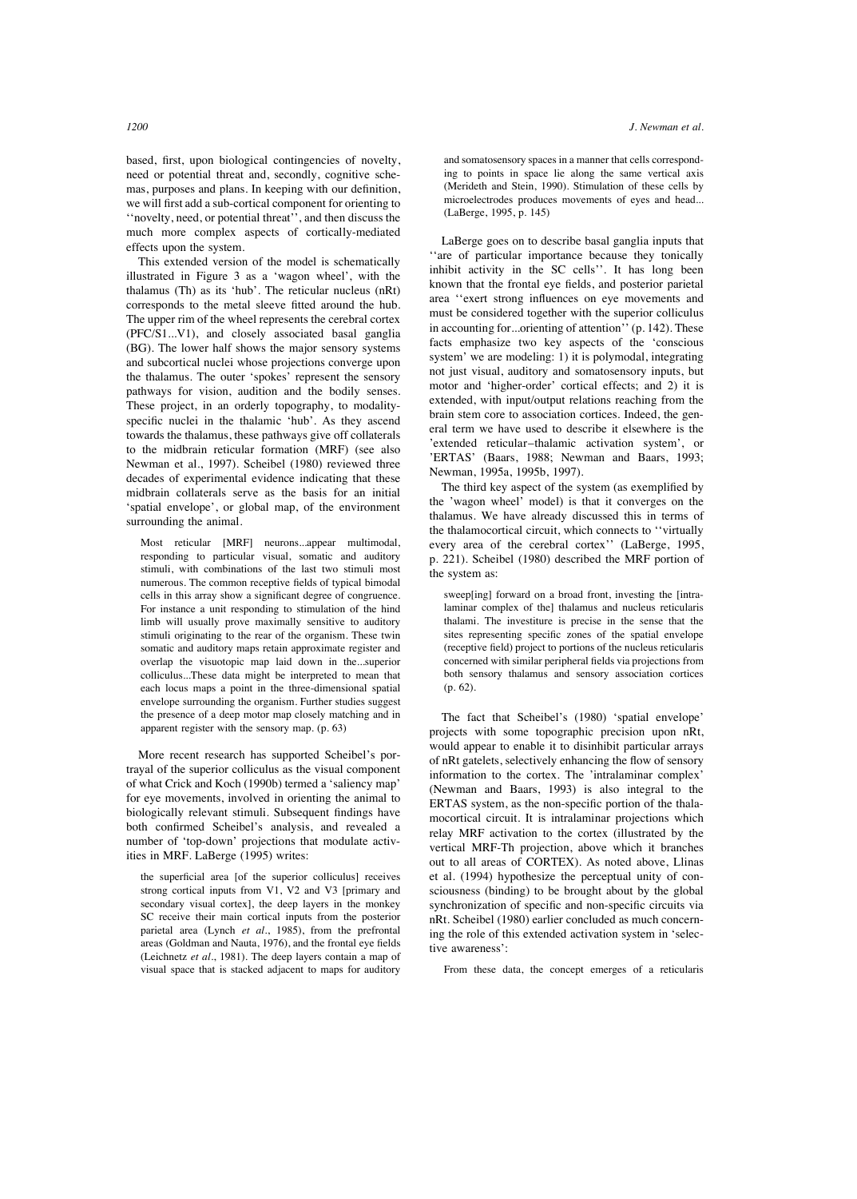based, first, upon biological contingencies of novelty, need or potential threat and, secondly, cognitive schemas, purposes and plans. In keeping with our definition, we will first add a sub-cortical component for orienting to ''novelty, need, or potential threat'', and then discuss the much more complex aspects of cortically-mediated effects upon the system.

This extended version of the model is schematically illustrated in Figure 3 as a 'wagon wheel', with the thalamus (Th) as its 'hub'. The reticular nucleus (nRt) corresponds to the metal sleeve fitted around the hub. The upper rim of the wheel represents the cerebral cortex (PFC/S1...V1), and closely associated basal ganglia (BG). The lower half shows the major sensory systems and subcortical nuclei whose projections converge upon the thalamus. The outer 'spokes' represent the sensory pathways for vision, audition and the bodily senses. These project, in an orderly topography, to modality-specific nuclei in the thalamic 'hub'. As they ascend towards the thalamus, these pathways give off collaterals to the midbrain reticular formation (MRF) (see also Newman et al., 1997). Scheibel (1980) reviewed three decades of experimental evidence indicating that these midbrain collaterals serve as the basis for an initial 'spatial envelope', or global map, of the environment surrounding the animal.

> Most reticular [MRF] neurons...appear multimodal, responding to particular visual, somatic and auditory stimuli, with combinations of the last two stimuli most numerous. The common receptive fields of typical bimodal cells in this array show a significant degree of congruence. For instance a unit responding to stimulation of the hind limb will usually prove maximally sensitive to auditory stimuli originating to the rear of the organism. These twin somatic and auditory maps retain approximate register and overlap the visuotopic map laid down in the...superior colliculus...These data might be interpreted to mean that each locus maps a point in the three-dimensional spatial envelope surrounding the organism. Further studies suggest the presence of a deep motor map closely matching and in apparent register with the sensory map. (p. 63)

More recent research has supported Scheibel's portrayal of the superior colliculus as the visual component of what Crick and Koch (1990b) termed a 'saliency map' for eye movements, involved in orienting the animal to biologically relevant stimuli. Subsequent findings have both confirmed Scheibel's analysis, and revealed a number of 'top-down' projections that modulate activities in MRF. LaBerge (1995) writes:

> the superficial area [of the superior colliculus] receives strong cortical inputs from V1, V2 and V3 [primary and secondary visual cortex], the deep layers in the monkey SC receive their main cortical inputs from the posterior parietal area (Lynch *et al*., 1985), from the prefrontal areas (Goldman and Nauta, 1976), and the frontal eye fields (Leichnetz *et al*., 1981). The deep layers contain a map of visual space that is stacked adjacent to maps for auditory and somatosensory spaces in a manner that cells corresponding to points in space lie along the same vertical axis (Merideth and Stein, 1990). Stimulation of these cells by microelectrodes produces movements of eyes and head... (LaBerge, 1995, p. 145)

LaBerge goes on to describe basal ganglia inputs that ''are of particular importance because they tonically inhibit activity in the SC cells''. It has long been known that the frontal eye fields, and posterior parietal area ''exert strong influences on eye movements and must be considered together with the superior colliculus in accounting for...orienting of attention'' (p. 142). These facts emphasize two key aspects of the 'conscious system' we are modeling: 1) it is polymodal, integrating not just visual, auditory and somatosensory inputs, but motor and 'higher-order' cortical effects; and 2) it is extended, with input/output relations reaching from the brain stem core to association cortices. Indeed, the general term we have used to describe it elsewhere is the 'extended reticular–thalamic activation system', or 'ERTAS' (Baars, 1988; Newman and Baars, 1993; Newman, 1995a, 1995b, 1997).

The third key aspect of the system (as exemplified by the 'wagon wheel' model) is that it converges on the thalamus. We have already discussed this in terms of the thalamocortical circuit, which connects to ''virtually every area of the cerebral cortex'' (LaBerge, 1995, p. 221). Scheibel (1980) described the MRF portion of the system as:

> sweep[ing] forward on a broad front, investing the [intralaminar complex of the] thalamus and nucleus reticularis thalami. The investiture is precise in the sense that the sites representing specific zones of the spatial envelope (receptive field) project to portions of the nucleus reticularis concerned with similar peripheral fields via projections from both sensory thalamus and sensory association cortices (p. 62).

The fact that Scheibel's (1980) 'spatial envelope' projects with some topographic precision upon nRt, would appear to enable it to disinhibit particular arrays of nRt gatelets, selectively enhancing the flow of sensory information to the cortex. The 'intralaminar complex' (Newman and Baars, 1993) is also integral to the ERTAS system, as the non-specific portion of the thalamocortical circuit. It is intralaminar projections which relay MRF activation to the cortex (illustrated by the vertical MRF-Th projection, above which it branches out to all areas of CORTEX). As noted above, Llinas et al. (1994) hypothesize the perceptual unity of consciousness (binding) to be brought about by the global synchronization of specific and non-specific circuits via nRt. Scheibel (1980) earlier concluded as much concerning the role of this extended activation system in 'selective awareness':

> From these data, the concept emerges of a reticularis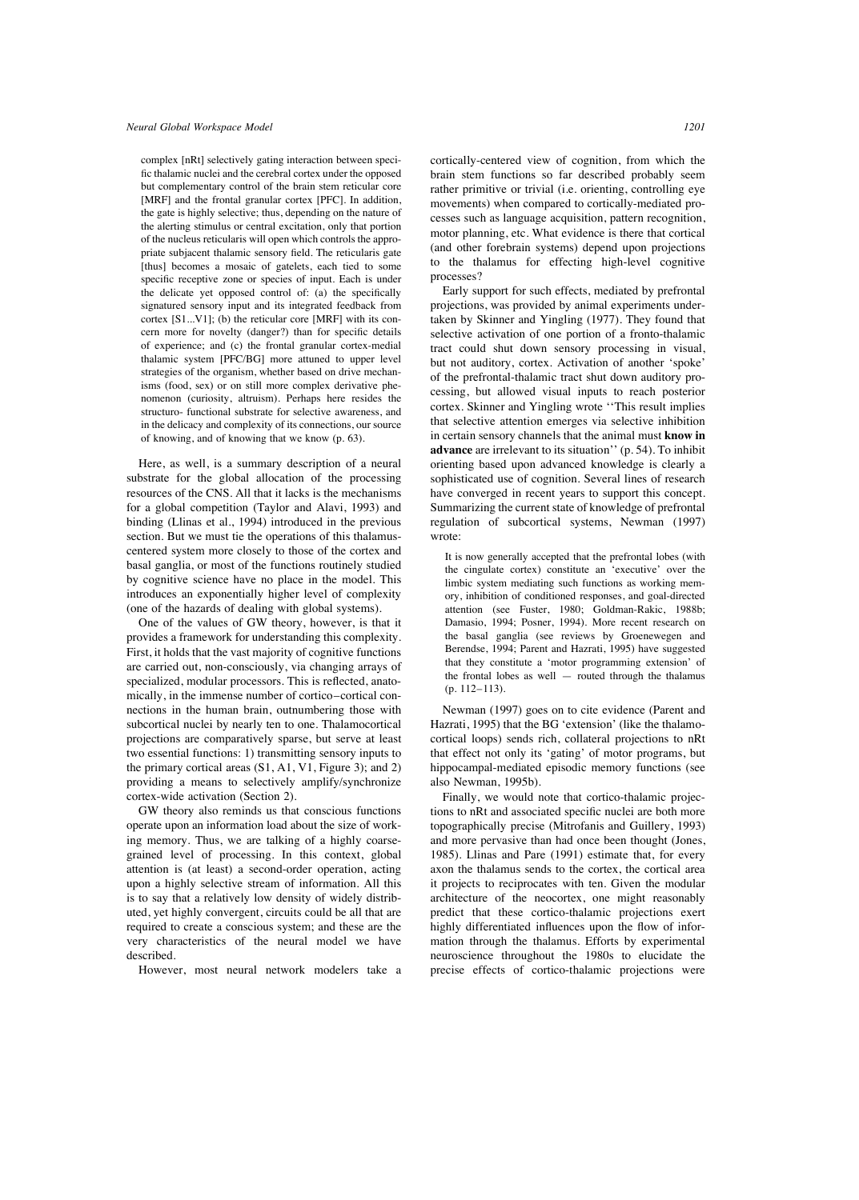complex [nRt] selectively gating interaction between specific thalamic nuclei and the cerebral cortex under the opposed but complementary control of the brain stem reticular core [MRF] and the frontal granular cortex [PFC]. In addition, the gate is highly selective; thus, depending on the nature of the alerting stimulus or central excitation, only that portion of the nucleus reticularis will open which controls the appropriate subjacent thalamic sensory field. The reticularis gate [thus] becomes a mosaic of gatelets, each tied to some specific receptive zone or species of input. Each is under the delicate yet opposed control of: (a) the specifically signatured sensory input and its integrated feedback from cortex [S1...V1]; (b) the reticular core [MRF] with its concern more for novelty (danger?) than for specific details of experience; and (c) the frontal granular cortex-medial thalamic system [PFC/BG] more attuned to upper level strategies of the organism, whether based on drive mechanisms (food, sex) or on still more complex derivative phenomenon (curiosity, altruism). Perhaps here resides the structuro- functional substrate for selective awareness, and in the delicacy and complexity of its connections, our source of knowing, and of knowing that we know (p. 63).

Here, as well, is a summary description of a neural substrate for the global allocation of the processing resources of the CNS. All that it lacks is the mechanisms for a global competition (Taylor and Alavi, 1993) and binding (Llinas et al., 1994) introduced in the previous section. But we must tie the operations of this thalamus-centered system more closely to those of the cortex and basal ganglia, or most of the functions routinely studied by cognitive science have no place in the model. This introduces an exponentially higher level of complexity (one of the hazards of dealing with global systems).

One of the values of GW theory, however, is that it provides a framework for understanding this complexity. First, it holds that the vast majority of cognitive functions are carried out, non-consciously, via changing arrays of specialized, modular processors. This is reflected, anatomically, in the immense number of cortico–cortical connections in the human brain, outnumbering those with subcortical nuclei by nearly ten to one. Thalamocortical projections are comparatively sparse, but serve at least two essential functions: 1) transmitting sensory inputs to the primary cortical areas (S1, A1, V1, Figure 3); and 2) providing a means to selectively amplify/synchronize cortex-wide activation (Section 2).

GW theory also reminds us that conscious functions operate upon an information load about the size of working memory. Thus, we are talking of a highly coarse-grained level of processing. In this context, global attention is (at least) a second-order operation, acting upon a highly selective stream of information. All this is to say that a relatively low density of widely distributed, yet highly convergent, circuits could be all that are required to create a conscious system; and these are the very characteristics of the neural model we have described.

However, most neural network modelers take a cortically-centered view of cognition, from which the brain stem functions so far described probably seem rather primitive or trivial (i.e. orienting, controlling eye movements) when compared to cortically-mediated processes such as language acquisition, pattern recognition, motor planning, etc. What evidence is there that cortical (and other forebrain systems) depend upon projections to the thalamus for effecting high-level cognitive processes?

Early support for such effects, mediated by prefrontal projections, was provided by animal experiments undertaken by Skinner and Yingling (1977). They found that selective activation of one portion of a fronto-thalamic tract could shut down sensory processing in visual, but not auditory, cortex. Activation of another 'spoke' of the prefrontal-thalamic tract shut down auditory processing, but allowed visual inputs to reach posterior cortex. Skinner and Yingling wrote ''This result implies that selective attention emerges via selective inhibition in certain sensory channels that the animal must **know in advance** are irrelevant to its situation'' (p. 54). To inhibit orienting based upon advanced knowledge is clearly a sophisticated use of cognition. Several lines of research have converged in recent years to support this concept. Summarizing the current state of knowledge of prefrontal regulation of subcortical systems, Newman (1997) wrote:

It is now generally accepted that the prefrontal lobes (with the cingulate cortex) constitute an 'executive' over the limbic system mediating such functions as working memory, inhibition of conditioned responses, and goal-directed attention (see Fuster, 1980; Goldman-Rakic, 1988b; Damasio, 1994; Posner, 1994). More recent research on the basal ganglia (see reviews by Groenewegen and Berendse, 1994; Parent and Hazrati, 1995) have suggested that they constitute a 'motor programming extension' of the frontal lobes as well — routed through the thalamus (p. 112–113).

Newman (1997) goes on to cite evidence (Parent and Hazrati, 1995) that the BG 'extension' (like the thalamo-cortical loops) sends rich, collateral projections to nRt that effect not only its 'gating' of motor programs, but hippocampal-mediated episodic memory functions (see also Newman, 1995b).

Finally, we would note that cortico-thalamic projections to nRt and associated specific nuclei are both more topographically precise (Mitrofanis and Guillery, 1993) and more pervasive than had once been thought (Jones, 1985). Llinas and Pare (1991) estimate that, for every axon the thalamus sends to the cortex, the cortical area it projects to reciprocates with ten. Given the modular architecture of the neocortex, one might reasonably predict that these cortico-thalamic projections exert highly differentiated influences upon the flow of information through the thalamus. Efforts by experimental neuroscience throughout the 1980s to elucidate the precise effects of cortico-thalamic projections were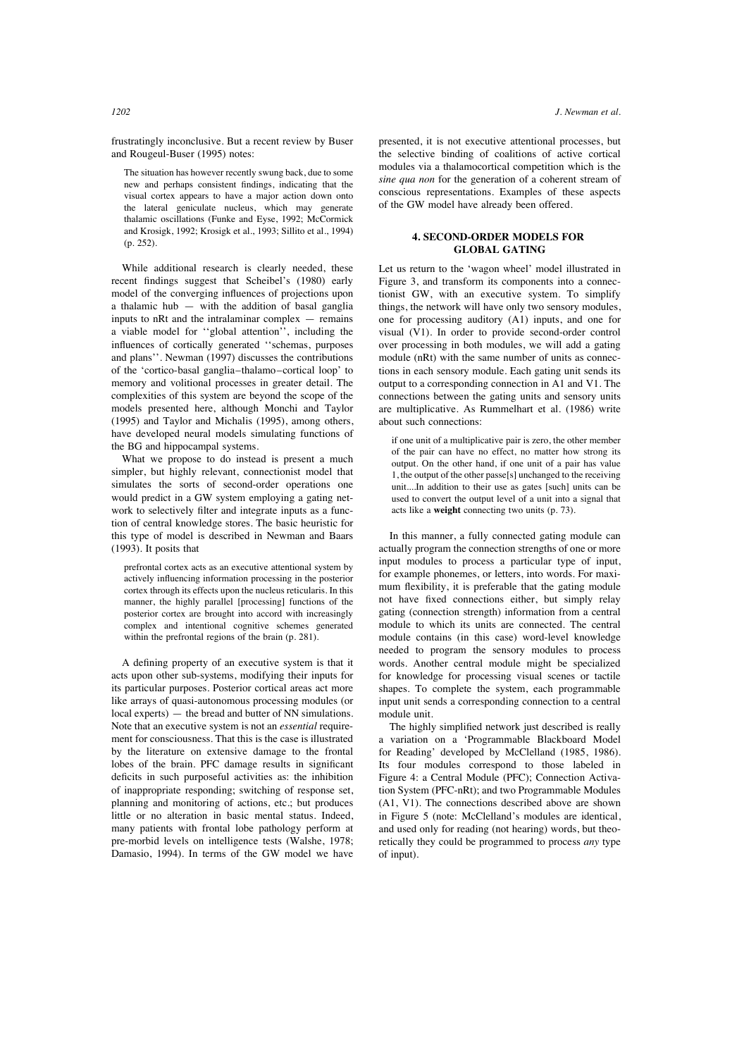frustratingly inconclusive. But a recent review by Buser and Rougeul-Buser (1995) notes:

> The situation has however recently swung back, due to some new and perhaps consistent findings, indicating that the visual cortex appears to have a major action down onto the lateral geniculate nucleus, which may generate thalamic oscillations (Funke and Eyse, 1992; McCormick and Krosigk, 1992; Krosigk et al., 1993; Sillito et al., 1994) (p. 252).

While additional research is clearly needed, these recent findings suggest that Scheibel's (1980) early model of the converging influences of projections upon a thalamic hub — with the addition of basal ganglia inputs to nRt and the intralaminar complex — remains a viable model for ''global attention'', including the influences of cortically generated ''schemas, purposes and plans''. Newman (1997) discusses the contributions of the 'cortico-basal ganglia–thalamo–cortical loop' to memory and volitional processes in greater detail. The complexities of this system are beyond the scope of the models presented here, although Monchi and Taylor (1995) and Taylor and Michalis (1995), among others, have developed neural models simulating functions of the BG and hippocampal systems.

What we propose to do instead is present a much simpler, but highly relevant, connectionist model that simulates the sorts of second-order operations one would predict in a GW system employing a gating network to selectively filter and integrate inputs as a function of central knowledge stores. The basic heuristic for this type of model is described in Newman and Baars (1993). It posits that

> prefrontal cortex acts as an executive attentional system by actively influencing information processing in the posterior cortex through its effects upon the nucleus reticularis. In this manner, the highly parallel [processing] functions of the posterior cortex are brought into accord with increasingly complex and intentional cognitive schemes generated within the prefrontal regions of the brain (p. 281).

A defining property of an executive system is that it acts upon other sub-systems, modifying their inputs for its particular purposes. Posterior cortical areas act more like arrays of quasi-autonomous processing modules (or local experts) — the bread and butter of NN simulations. Note that an executive system is not an *essential* requirement for consciousness. That this is the case is illustrated by the literature on extensive damage to the frontal lobes of the brain. PFC damage results in significant deficits in such purposeful activities as: the inhibition of inappropriate responding; switching of response set, planning and monitoring of actions, etc.; but produces little or no alteration in basic mental status. Indeed, many patients with frontal lobe pathology perform at pre-morbid levels on intelligence tests (Walshe, 1978; Damasio, 1994). In terms of the GW model we have presented, it is not executive attentional processes, but the selective binding of coalitions of active cortical modules via a thalamocortical competition which is the *sine qua non* for the generation of a coherent stream of conscious representations. Examples of these aspects of the GW model have already been offered.

## 4. SECOND-ORDER MODELS FOR GLOBAL GATING

Let us return to the 'wagon wheel' model illustrated in Figure 3, and transform its components into a connectionist GW, with an executive system. To simplify things, the network will have only two sensory modules, one for processing auditory (A1) inputs, and one for visual (V1). In order to provide second-order control over processing in both modules, we will add a gating module (nRt) with the same number of units as connections in each sensory module. Each gating unit sends its output to a corresponding connection in A1 and V1. The connections between the gating units and sensory units are multiplicative. As Rummelhart et al. (1986) write about such connections:

> if one unit of a multiplicative pair is zero, the other member of the pair can have no effect, no matter how strong its output. On the other hand, if one unit of a pair has value 1, the output of the other passe[s] unchanged to the receiving unit....In addition to their use as gates [such] units can be used to convert the output level of a unit into a signal that acts like a **weight** connecting two units (p. 73).

In this manner, a fully connected gating module can actually program the connection strengths of one or more input modules to process a particular type of input, for example phonemes, or letters, into words. For maximum flexibility, it is preferable that the gating module not have fixed connections either, but simply relay gating (connection strength) information from a central module to which its units are connected. The central module contains (in this case) word-level knowledge needed to program the sensory modules to process words. Another central module might be specialized for knowledge for processing visual scenes or tactile shapes. To complete the system, each programmable input unit sends a corresponding connection to a central module unit.

The highly simplified network just described is really a variation on a 'Programmable Blackboard Model for Reading' developed by McClelland (1985, 1986). Its four modules correspond to those labeled in Figure 4: a Central Module (PFC); Connection Activation System (PFC-nRt); and two Programmable Modules (A1, V1). The connections described above are shown in Figure 5 (note: McClelland's modules are identical, and used only for reading (not hearing) words, but theoretically they could be programmed to process *any* type of input).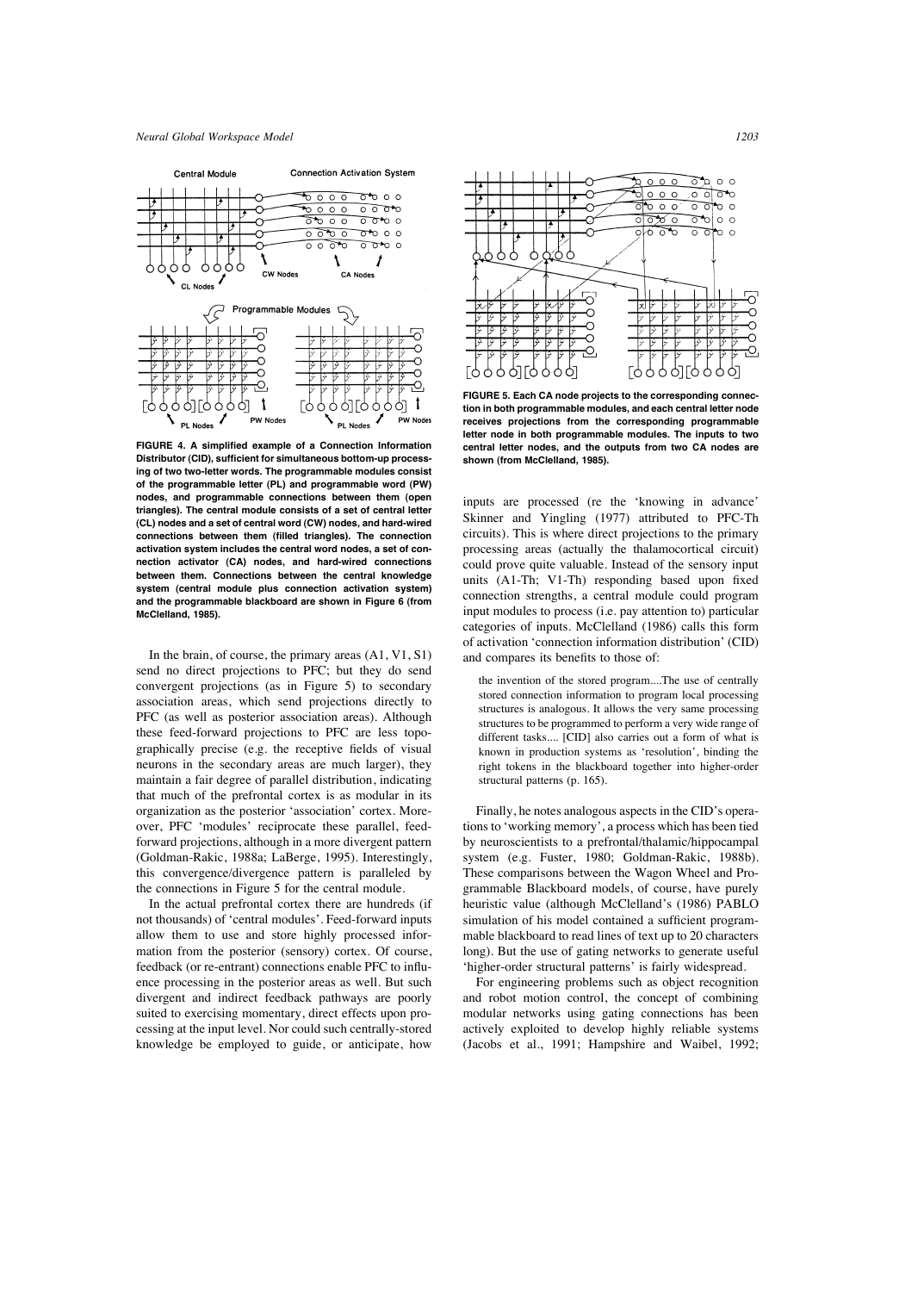Central Module

Connection Activation System

CL Nodes

CW Nodes

CA Nodes

Programmable Modules

PL Nodes

PW Nodes

PL Nodes

PW Nodes

**FIGURE 4. A simplified example of a Connection Information Distributor (CID), sufficient for simultaneous bottom-up processing of two two-letter words. The programmable modules consist of the programmable letter (PL) and programmable word (PW) nodes, and programmable connections between them (open triangles). The central module consists of a set of central letter (CL) nodes and a set of central word (CW) nodes, and hard-wired connections between them (filled triangles). The connection activation system includes the central word nodes, a set of connection activator (CA) nodes, and hard-wired connections between them. Connections between the central knowledge system (central module plus connection activation system) and the programmable blackboard are shown in Figure 6 (from McClelland, 1985).**

In the brain, of course, the primary areas (A1, V1, S1) send no direct projections to PFC; but they do send convergent projections (as in Figure 5) to secondary association areas, which send projections directly to PFC (as well as posterior association areas). Although these feed-forward projections to PFC are less topographically precise (e.g. the receptive fields of visual neurons in the secondary areas are much larger), they maintain a fair degree of parallel distribution, indicating that much of the prefrontal cortex is as modular in its organization as the posterior 'association' cortex. Moreover, PFC 'modules' reciprocate these parallel, feed-forward projections, although in a more divergent pattern (Goldman-Rakic, 1988a; LaBerge, 1995). Interestingly, this convergence/divergence pattern is paralleled by the connections in Figure 5 for the central module.

In the actual prefrontal cortex there are hundreds (if not thousands) of 'central modules'. Feed-forward inputs allow them to use and store highly processed information from the posterior (sensory) cortex. Of course, feedback (or re-entrant) connections enable PFC to influence processing in the posterior areas as well. But such divergent and indirect feedback pathways are poorly suited to exercising momentary, direct effects upon processing at the input level. Nor could such centrally-stored knowledge be employed to guide, or anticipate, how

**FIGURE 5. Each CA node projects to the corresponding connection in both programmable modules, and each central letter node receives projections from the corresponding programmable letter node in both programmable modules. The inputs to two central letter nodes, and the outputs from two CA nodes are shown (from McClelland, 1985).**

inputs are processed (re the 'knowing in advance' Skinner and Yingling (1977) attributed to PFC-Th circuits). This is where direct projections to the primary processing areas (actually the thalamocortical circuit) could prove quite valuable. Instead of the sensory input units (A1-Th; V1-Th) responding based upon fixed connection strengths, a central module could program input modules to process (i.e. pay attention to) particular categories of inputs. McClelland (1986) calls this form of activation 'connection information distribution' (CID) and compares its benefits to those of:

> the invention of the stored program....The use of centrally stored connection information to program local processing structures is analogous. It allows the very same processing structures to be programmed to perform a very wide range of different tasks.... [CID] also carries out a form of what is known in production systems as 'resolution', binding the right tokens in the blackboard together into higher-order structural patterns (p. 165).

Finally, he notes analogous aspects in the CID's operations to 'working memory', a process which has been tied by neuroscientists to a prefrontal/thalamic/hippocampal system (e.g. Fuster, 1980; Goldman-Rakic, 1988b). These comparisons between the Wagon Wheel and Programmable Blackboard models, of course, have purely heuristic value (although McClelland's (1986) PABLO simulation of his model contained a sufficient programmable blackboard to read lines of text up to 20 characters long). But the use of gating networks to generate useful 'higher-order structural patterns' is fairly widespread.

For engineering problems such as object recognition and robot motion control, the concept of combining modular networks using gating connections has been actively exploited to develop highly reliable systems (Jacobs et al., 1991; Hampshire and Waibel, 1992;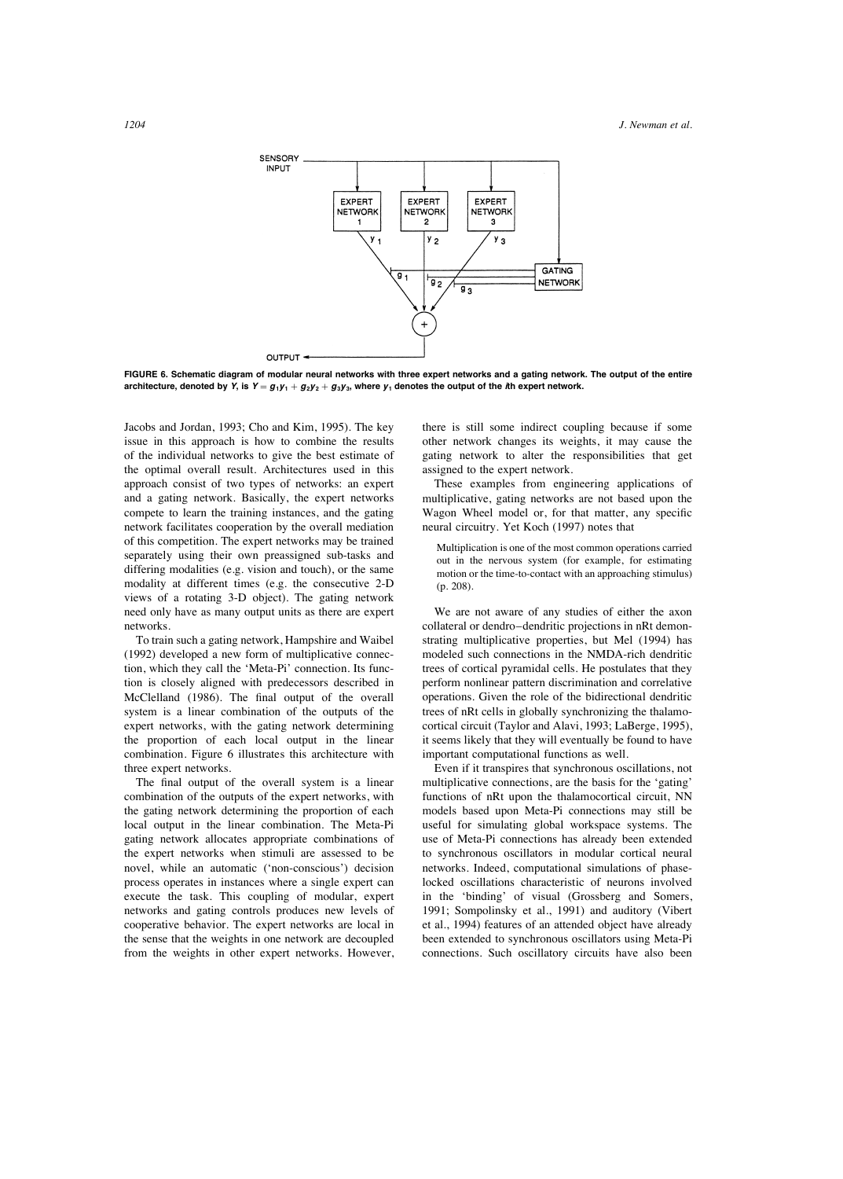FIGURE 6. Schematic diagram of modular neural networks with three expert networks and a gating network. The output of the entire architecture, denoted by $Y$, is $Y = g_1y_1 + g_2y_2 + g_3y_3$, where $y_i$ denotes the output of the $i$th expert network.

Jacobs and Jordan, 1993; Cho and Kim, 1995). The key issue in this approach is how to combine the results of the individual networks to give the best estimate of the optimal overall result. Architectures used in this approach consist of two types of networks: an expert and a gating network. Basically, the expert networks compete to learn the training instances, and the gating network facilitates cooperation by the overall mediation of this competition. The expert networks may be trained separately using their own preassigned sub-tasks and differing modalities (e.g. vision and touch), or the same modality at different times (e.g. the consecutive 2-D views of a rotating 3-D object). The gating network need only have as many output units as there are expert networks.

To train such a gating network, Hampshire and Waibel (1992) developed a new form of multiplicative connection, which they call the 'Meta-Pi' connection. Its function is closely aligned with predecessors described in McClelland (1986). The final output of the overall system is a linear combination of the outputs of the expert networks, with the gating network determining the proportion of each local output in the linear combination. Figure 6 illustrates this architecture with three expert networks.

The final output of the overall system is a linear combination of the outputs of the expert networks, with the gating network determining the proportion of each local output in the linear combination. The Meta-Pi gating network allocates appropriate combinations of the expert networks when stimuli are assessed to be novel, while an automatic ('non-conscious') decision process operates in instances where a single expert can execute the task. This coupling of modular, expert networks and gating controls produces new levels of cooperative behavior. The expert networks are local in the sense that the weights in one network are decoupled from the weights in other expert networks. However, there is still some indirect coupling because if some other network changes its weights, it may cause the gating network to alter the responsibilities that get assigned to the expert network.

These examples from engineering applications of multiplicative, gating networks are not based upon the Wagon Wheel model or, for that matter, any specific neural circuitry. Yet Koch (1997) notes that

> Multiplication is one of the most common operations carried out in the nervous system (for example, for estimating motion or the time-to-contact with an approaching stimulus) (p. 208).

We are not aware of any studies of either the axon collateral or dendro–dendritic projections in nRt demonstrating multiplicative properties, but Mel (1994) has modeled such connections in the NMDA-rich dendritic trees of cortical pyramidal cells. He postulates that they perform nonlinear pattern discrimination and correlative operations. Given the role of the bidirectional dendritic trees of nRt cells in globally synchronizing the thalamocortical circuit (Taylor and Alavi, 1993; LaBerge, 1995), it seems likely that they will eventually be found to have important computational functions as well.

Even if it transpires that synchronous oscillations, not multiplicative connections, are the basis for the 'gating' functions of nRt upon the thalamocortical circuit, NN models based upon Meta-Pi connections may still be useful for simulating global workspace systems. The use of Meta-Pi connections has already been extended to synchronous oscillators in modular cortical neural networks. Indeed, computational simulations of phase-locked oscillations characteristic of neurons involved in the 'binding' of visual (Grossberg and Somers, 1991; Sompolinsky et al., 1991) and auditory (Vibert et al., 1994) features of an attended object have already been extended to synchronous oscillators using Meta-Pi connections. Such oscillatory circuits have also been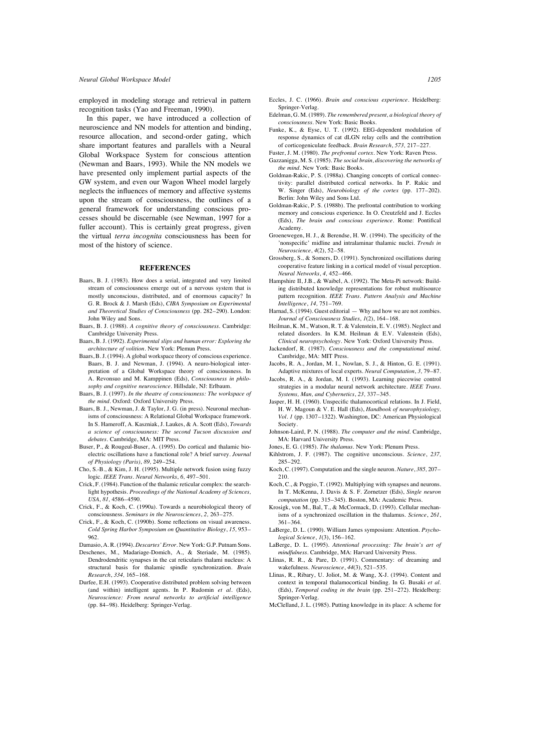employed in modeling storage and retrieval in pattern recognition tasks (Yao and Freeman, 1990).

In this paper, we have introduced a collection of neuroscience and NN models for attention and binding, resource allocation, and second-order gating, which share important features and parallels with a Neural Global Workspace System for conscious attention (Newman and Baars, 1993). While the NN models we have presented only implement partial aspects of the GW system, and even our Wagon Wheel model largely neglects the influences of memory and affective systems upon the stream of consciousness, the outlines of a general framework for understanding conscious processes should be discernable (see Newman, 1997 for a fuller account). This is certainly great progress, given the virtual *terra incognita* consciousness has been for most of the history of science.

## REFERENCES

Baars, B. J. (1983). How does a serial, integrated and very limited stream of consciousness emerge out of a nervous system that is mostly unconscious, distributed, and of enormous capacity? In G. R. Brock & J. Marsh (Eds), *CIBA Symposium on Experimental and Theoretical Studies of Consciousness* (pp. 282–290). London: John Wiley and Sons.

Baars, B. J. (1988). *A cognitive theory of consciousness*. Cambridge: Cambridge University Press.

Baars, B. J. (1992). *Experimental slips and human error: Exploring the architecture of volition*. New York: Plemun Press.

Baars, B. J. (1994). A global workspace theory of conscious experience. Baars, B. J. and Newman, J. (1994). A neuro-biological interpretation of a Global Workspace theory of consciousness. In A. Revonsuo and M. Kamppinen (Eds), *Consciousness in philosophy and cognitive neuroscience*. Hillsdale, NJ: Erlbaum.

Baars, B. J. (1997). *In the theatre of consciousness: The workspace of the mind*. Oxford: Oxford University Press.

Baars, B. J., Newman, J. & Taylor, J. G. (in press). Neuronal mechanisms of consciousness: A Relational Global Workspace framework. In S. Hameroff, A. Kaszniak, J. Laukes, & A. Scott (Eds), *Towards a science of consciousness: The second Tucson discussion and debates*. Cambridge, MA: MIT Press.

Buser, P., & Rougeul-Buser, A. (1995). Do cortical and thalamic bioelectric oscillations have a functional role? A brief survey. *Journal of Physiology (Paris)*, *89*, 249–254.

Cho, S.-B., & Kim, J. H. (1995). Multiple network fusion using fuzzy logic. *IEEE Trans. Neural Networks*, *6*, 497–501.

Crick, F. (1984). Function of the thalamic reticular complex: the searchlight hypothesis. *Proceedings of the National Academy of Sciences, USA*, *81*, 4586–4590.

Crick, F., & Koch, C. (1990a). Towards a neurobiological theory of consciousness. *Seminars in the Neurosciences*, *2*, 263–275.

Crick, F., & Koch, C. (1990b). Some reflections on visual awareness. *Cold Spring Harbor Symposium on Quantitative Biology*, *15*, 953–962.

Damasio, A. R. (1994). *Descartes' Error*. New York: G.P. Putnam Sons.

Deschenes, M., Madariage-Domich, A., & Steriade, M. (1985). Dendrodendritic synapses in the cat reticularis thalami nucleus: A structural basis for thalamic spindle synchronization. *Brain Research*, *334*, 165–168.

Durfee, E.H. (1993). Cooperative distributed problem solving between (and within) intelligent agents. In P. Rudomin *et al*. (Eds), *Neuroscience: From neural networks to artificial intelligence* (pp. 84–98). Heidelberg: Springer-Verlag.

Eccles, J. C. (1966). *Brain and conscious experience*. Heidelberg: Springer-Verlag.

Edelman, G. M. (1989). *The remembered present, a biological theory of consciousness*. New York: Basic Books.

Funke, K., & Eyse, U. T. (1992). EEG-dependent modulation of response dynamics of cat dLGN relay cells and the contribution of corticogeniculate feedback. *Brain Research*, *573*, 217–227.

Fuster, J. M. (1980). *The prefrontal cortex*. New York: Raven Press.

Gazzanigga, M. S. (1985). *The social brain, discovering the networks of the mind*. New York: Basic Books.

Goldman-Rakic, P. S. (1988a). Changing concepts of cortical connectivity: parallel distributed cortical networks. In P. Rakic and W. Singer (Eds), *Neurobiology of the cortex* (pp. 177–202). Berlin: John Wiley and Sons Ltd.

Goldman-Rakic, P. S. (1988b). The prefrontal contribution to working memory and conscious experience. In O. Creutzfeld and J. Eccles (Eds), *The brain and conscious experience*. Rome: Pontifical Academy.

Groenewegen, H. J., & Berendse, H. W. (1994). The specificity of the 'nonspecific' midline and intralaminar thalamic nuclei. *Trends in Neuroscience*, *4*(2), 52–58.

Grossberg, S., & Somers, D. (1991). Synchronized oscillations during cooperative feature linking in a cortical model of visual perception. *Neural Networks*, *4*, 452–466.

Hampshire II, J.B., & Waibel, A. (1992). The Meta-Pi network: Building distributed knowledge representations for robust multisource pattern recognition. *IEEE Trans. Pattern Analysis and Machine Intelligence*, *14*, 751–769.

Harnad, S. (1994). Guest editorial — Why and how we are not zombies. *Journal of Consciousness Studies*, *1*(2), 164–168.

Heilman, K. M., Watson, R. T. & Valenstein, E. V. (1985). Neglect and related disorders. In K.M. Heilman & E.V. Valenstein (Eds), *Clinical neuropsychology*. New York: Oxford University Press.

Jackendorf, R. (1987). *Consciousness and the computational mind*. Cambridge, MA: MIT Press.

Jacobs, R. A., Jordan, M. I., Nowlan, S. J., & Hinton, G. E. (1991). Adaptive mixtures of local experts. *Neural Computation*, *3*, 79–87.

Jacobs, R. A., & Jordan, M. I. (1993). Learning piecewise control strategies in a modular neural network architecture. *IEEE Trans. Systems, Man, and Cybernetics*, *23*, 337–345.

Jasper, H. H. (1960). Unspecific thalamocortical relations. In J. Field, H. W. Magoun & V. E. Hall (Eds), *Handbook of neurophysiology, Vol. 1* (pp. 1307–1322). Washington, DC: American Physiological Society.

Johnson-Laird, P. N. (1988). *The computer and the mind*. Cambridge, MA: Harvard University Press.

Jones, E. G. (1985). *The thalamus*. New York: Plenum Press.

Kihlstrom, J. F. (1987). The cognitive unconscious. *Science*, *237*, 285–292.

Koch, C. (1997). Computation and the single neuron. *Nature*, *385*, 207–210.

Koch, C., & Poggio, T. (1992). Multiplying with synapses and neurons. In T. McKenna, J. Davis & S. F. Zornetzer (Eds), *Single neuron computation* (pp. 315–345). Boston, MA: Academic Press.

Krosigk, von M., Bal, T., & McCormack, D. (1993). Cellular mechanisms of a synchronized oscillation in the thalamus. *Science*, *261*, 361–364.

LaBerge, D. L. (1990). William James symposium: Attention. *Psychological Science*, *1*(3), 156–162.

LaBerge, D. L. (1995). *Attentional processing: The brain's art of mindfulness*. Cambridge, MA: Harvard University Press.

Llinas, R. R., & Pare, D. (1991). Commentary: of dreaming and wakefulness. *Neuroscience*, *44*(3), 521–535.

Llinas, R., Ribary, U. Joliot, M. & Wang, X-J. (1994). Content and context in temporal thalamocortical binding. In G. Busaki *et al*. (Eds), *Temporal coding in the brain* (pp. 251–272). Heidelberg: Springer-Verlag.

McClelland, J. L. (1985). Putting knowledge in its place: A scheme for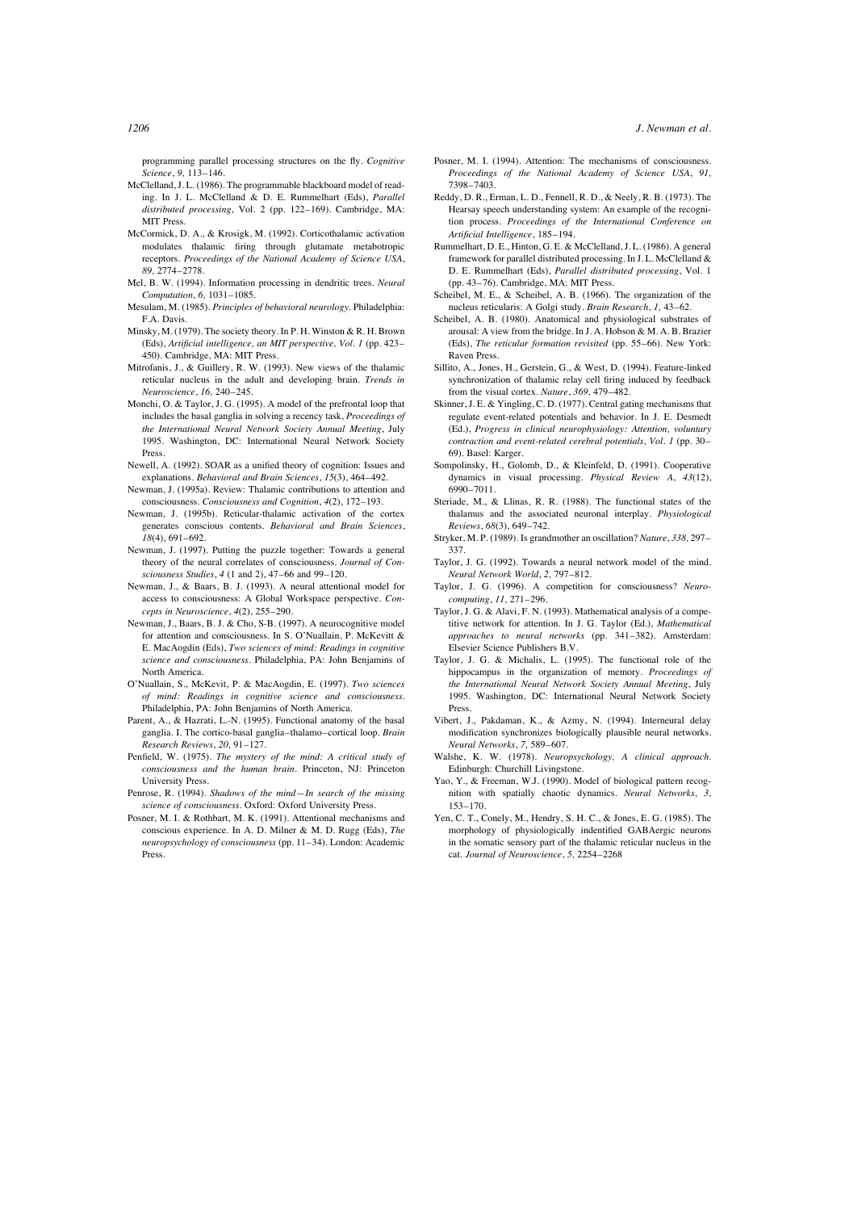programming parallel processing structures on the fly. *Cognitive Science*, *9*, 113–146.

McClelland, J. L. (1986). The programmable blackboard model of reading. In J. L. McClelland & D. E. Rummelhart (Eds), *Parallel distributed processing*, Vol. 2 (pp. 122–169). Cambridge, MA: MIT Press.

McCormick, D. A., & Krosigk, M. (1992). Corticothalamic activation modulates thalamic firing through glutamate metabotropic receptors. *Proceedings of the National Academy of Science USA*, *89*, 2774–2778.

Mel, B. W. (1994). Information processing in dendritic trees. *Neural Computation*, *6*, 1031–1085.

Mesulam, M. (1985). *Principles of behavioral neurology*. Philadelphia: F.A. Davis.

Minsky, M. (1979). The society theory. In P. H. Winston & R. H. Brown (Eds), *Artificial intelligence, an MIT perspective, Vol. 1* (pp. 423–450). Cambridge, MA: MIT Press.

Mitrofanis, J., & Guillery, R. W. (1993). New views of the thalamic reticular nucleus in the adult and developing brain. *Trends in Neuroscience*, *16*, 240–245.

Monchi, O. & Taylor, J. G. (1995). A model of the prefrontal loop that includes the basal ganglia in solving a recency task, *Proceedings of the International Neural Network Society Annual Meeting*, July 1995. Washington, DC: International Neural Network Society Press.

Newell, A. (1992). SOAR as a unified theory of cognition: Issues and explanations. *Behavioral and Brain Sciences*, *15*(3), 464–492.

Newman, J. (1995a). Review: Thalamic contributions to attention and consciousness. *Consciousness and Cognition*, *4*(2), 172–193.

Newman, J. (1995b). Reticular-thalamic activation of the cortex generates conscious contents. *Behavioral and Brain Sciences*, *18*(4), 691–692.

Newman, J. (1997). Putting the puzzle together: Towards a general theory of the neural correlates of consciousness. *Journal of Consciousness Studies*, *4* (1 and 2), 47–66 and 99–120.

Newman, J., & Baars, B. J. (1993). A neural attentional model for access to consciousness: A Global Workspace perspective. *Concepts in Neuroscience*, *4*(2), 255–290.

Newman, J., Baars, B. J. & Cho, S-B. (1997). A neurocognitive model for attention and consciousness. In S. O'Nuallain, P. McKevitt & E. MacAogdin (Eds), *Two sciences of mind: Readings in cognitive science and consciousness*. Philadelphia, PA: John Benjamins of North America.

O'Nuallain, S., McKevit, P. & MacAogdin, E. (1997). *Two sciences of mind: Readings in cognitive science and consciousness*. Philadelphia, PA: John Benjamins of North America.

Parent, A., & Hazrati, L.-N. (1995). Functional anatomy of the basal ganglia. I. The cortico-basal ganglia–thalamo–cortical loop. *Brain Research Reviews*, *20*, 91–127.

Penfield, W. (1975). *The mystery of the mind: A critical study of consciousness and the human brain*. Princeton, NJ: Princeton University Press.

Penrose, R. (1994). *Shadows of the mind—In search of the missing science of consciousness*. Oxford: Oxford University Press.

Posner, M. I. & Rothbart, M. K. (1991). Attentional mechanisms and conscious experience. In A. D. Milner & M. D. Rugg (Eds), *The neuropsychology of consciousness* (pp. 11–34). London: Academic Press.

Posner, M. I. (1994). Attention: The mechanisms of consciousness. *Proceedings of the National Academy of Science USA*, *91*, 7398–7403.

Reddy, D. R., Erman, L. D., Fennell, R. D., & Neely, R. B. (1973). The Hearsay speech understanding system: An example of the recognition process. *Proceedings of the International Conference on Artificial Intelligence*, 185–194.

Rummelhart, D. E., Hinton, G. E. & McClelland, J. L. (1986). A general framework for parallel distributed processing. In J. L. McClelland & D. E. Rummelhart (Eds), *Parallel distributed processing*, Vol. 1 (pp. 43–76). Cambridge, MA: MIT Press.

Scheibel, M. E., & Scheibel, A. B. (1966). The organization of the nucleus reticularis: A Golgi study. *Brain Research*, *1*, 43–62.

Scheibel, A. B. (1980). Anatomical and physiological substrates of arousal: A view from the bridge. In J. A. Hobson & M. A. B. Brazier (Eds), *The reticular formation revisited* (pp. 55–66). New York: Raven Press.

Sillito, A., Jones, H., Gerstein, G., & West, D. (1994). Feature-linked synchronization of thalamic relay cell firing induced by feedback from the visual cortex. *Nature*, *369*, 479–482.

Skinner, J. E. & Yingling, C. D. (1977). Central gating mechanisms that regulate event-related potentials and behavior. In J. E. Desmedt (Ed.), *Progress in clinical neurophysiology: Attention, voluntary contraction and event-related cerebral potentials*, *Vol. 1* (pp. 30–69). Basel: Karger.

Sompolinsky, H., Golomb, D., & Kleinfeld, D. (1991). Cooperative dynamics in visual processing. *Physical Review A*, *43*(12), 6990–7011.

Steriade, M., & Llinas, R. R. (1988). The functional states of the thalamus and the associated neuronal interplay. *Physiological Reviews*, *68*(3), 649–742.

Stryker, M. P. (1989). Is grandmother an oscillation? *Nature*, *338*, 297–337.

Taylor, J. G. (1992). Towards a neural network model of the mind. *Neural Network World*, *2*, 797–812.

Taylor, J. G. (1996). A competition for consciousness? *Neurocomputing*, *11*, 271–296.

Taylor, J. G. & Alavi, F. N. (1993). Mathematical analysis of a competitive network for attention. In J. G. Taylor (Ed.), *Mathematical approaches to neural networks* (pp. 341–382). Amsterdam: Elsevier Science Publishers B.V.

Taylor, J. G. & Michalis, L. (1995). The functional role of the hippocampus in the organization of memory. *Proceedings of the International Neural Network Society Annual Meeting*, July 1995. Washington, DC: International Neural Network Society Press.

Vibert, J., Pakdaman, K., & Azmy, N. (1994). Interneural delay modification synchronizes biologically plausible neural networks. *Neural Networks*, *7*, 589–607.

Walshe, K. W. (1978). *Neuropsychology, A clinical approach*. Edinburgh: Churchill Livingstone.

Yao, Y., & Freeman, W.J. (1990). Model of biological pattern recognition with spatially chaotic dynamics. *Neural Networks*, *3*, 153–170.

Yen, C. T., Conely, M., Hendry, S. H. C., & Jones, E. G. (1985). The morphology of physiologically indentified GABAergic neurons in the somatic sensory part of the thalamic reticular nucleus in the cat. *Journal of Neuroscience*, *5*, 2254–2268